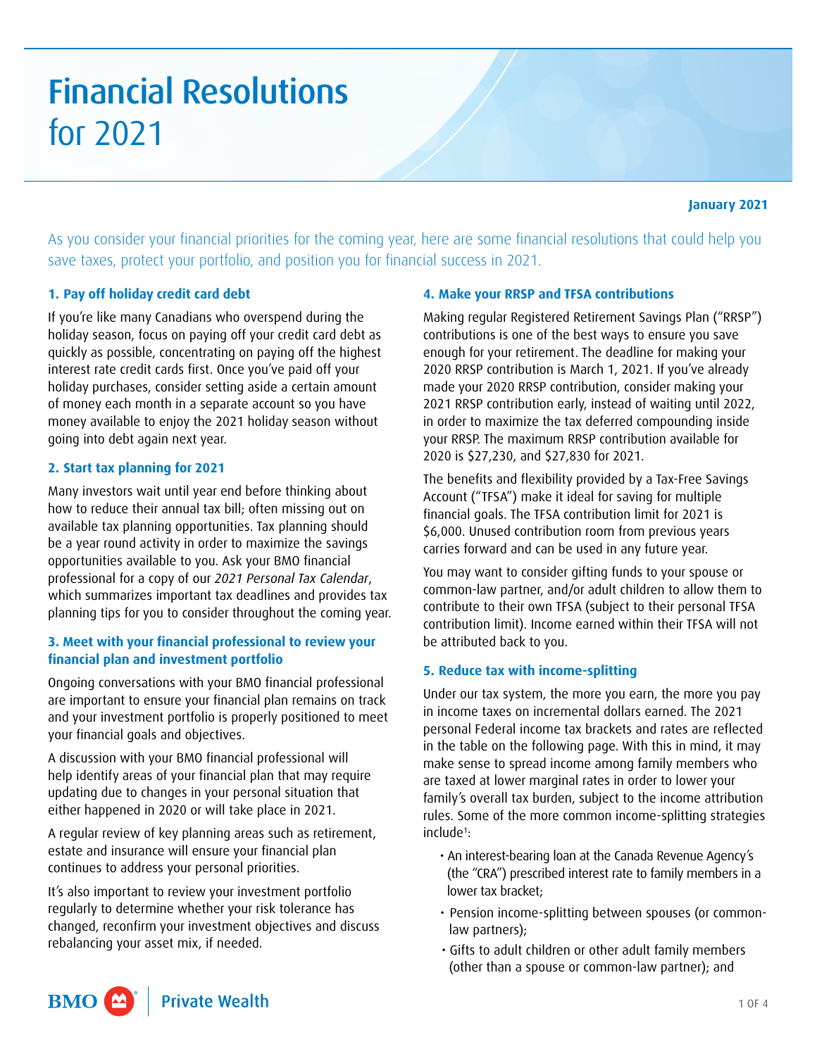# Financial Resolutions for 2021

**January 2021**

As you consider your financial priorities for the coming year, here are some financial resolutions that could help you save taxes, protect your portfolio, and position you for financial success in 2021.

### 1. Pay off holiday credit card debt

If you're like many Canadians who overspend during the holiday season, focus on paying off your credit card debt as quickly as possible, concentrating on paying off the highest interest rate credit cards first. Once you've paid off your holiday purchases, consider setting aside a certain amount of money each month in a separate account so you have money available to enjoy the 2021 holiday season without going into debt again next year.

### 2. Start tax planning for 2021

Many investors wait until year end before thinking about how to reduce their annual tax bill; often missing out on available tax planning opportunities. Tax planning should be a year round activity in order to maximize the savings opportunities available to you. Ask your BMO financial professional for a copy of our *2021 Personal Tax Calendar*, which summarizes important tax deadlines and provides tax planning tips for you to consider throughout the coming year.

### 3. Meet with your financial professional to review your financial plan and investment portfolio

Ongoing conversations with your BMO financial professional are important to ensure your financial plan remains on track and your investment portfolio is properly positioned to meet your financial goals and objectives.

A discussion with your BMO financial professional will help identify areas of your financial plan that may require updating due to changes in your personal situation that either happened in 2020 or will take place in 2021.

A regular review of key planning areas such as retirement, estate and insurance will ensure your financial plan continues to address your personal priorities.

It's also important to review your investment portfolio regularly to determine whether your risk tolerance has changed, reconfirm your investment objectives and discuss rebalancing your asset mix, if needed.

### 4. Make your RRSP and TFSA contributions

Making regular Registered Retirement Savings Plan ("RRSP") contributions is one of the best ways to ensure you save enough for your retirement. The deadline for making your 2020 RRSP contribution is March 1, 2021. If you've already made your 2020 RRSP contribution, consider making your 2021 RRSP contribution early, instead of waiting until 2022, in order to maximize the tax deferred compounding inside your RRSP. The maximum RRSP contribution available for 2020 is $27,230, and $27,830 for 2021.

The benefits and flexibility provided by a Tax-Free Savings Account ("TFSA") make it ideal for saving for multiple financial goals. The TFSA contribution limit for 2021 is $6,000. Unused contribution room from previous years carries forward and can be used in any future year.

You may want to consider gifting funds to your spouse or common-law partner, and/or adult children to allow them to contribute to their own TFSA (subject to their personal TFSA contribution limit). Income earned within their TFSA will not be attributed back to you.

### 5. Reduce tax with income-splitting

Under our tax system, the more you earn, the more you pay in income taxes on incremental dollars earned. The 2021 personal Federal income tax brackets and rates are reflected in the table on the following page. With this in mind, it may make sense to spread income among family members who are taxed at lower marginal rates in order to lower your family's overall tax burden, subject to the income attribution rules. Some of the more common income-splitting strategies include[1]:

- An interest-bearing loan at the Canada Revenue Agency's (the "CRA") prescribed interest rate to family members in a lower tax bracket;
- Pension income-splitting between spouses (or common-law partners);
- Gifts to adult children or other adult family members (other than a spouse or common-law partner); and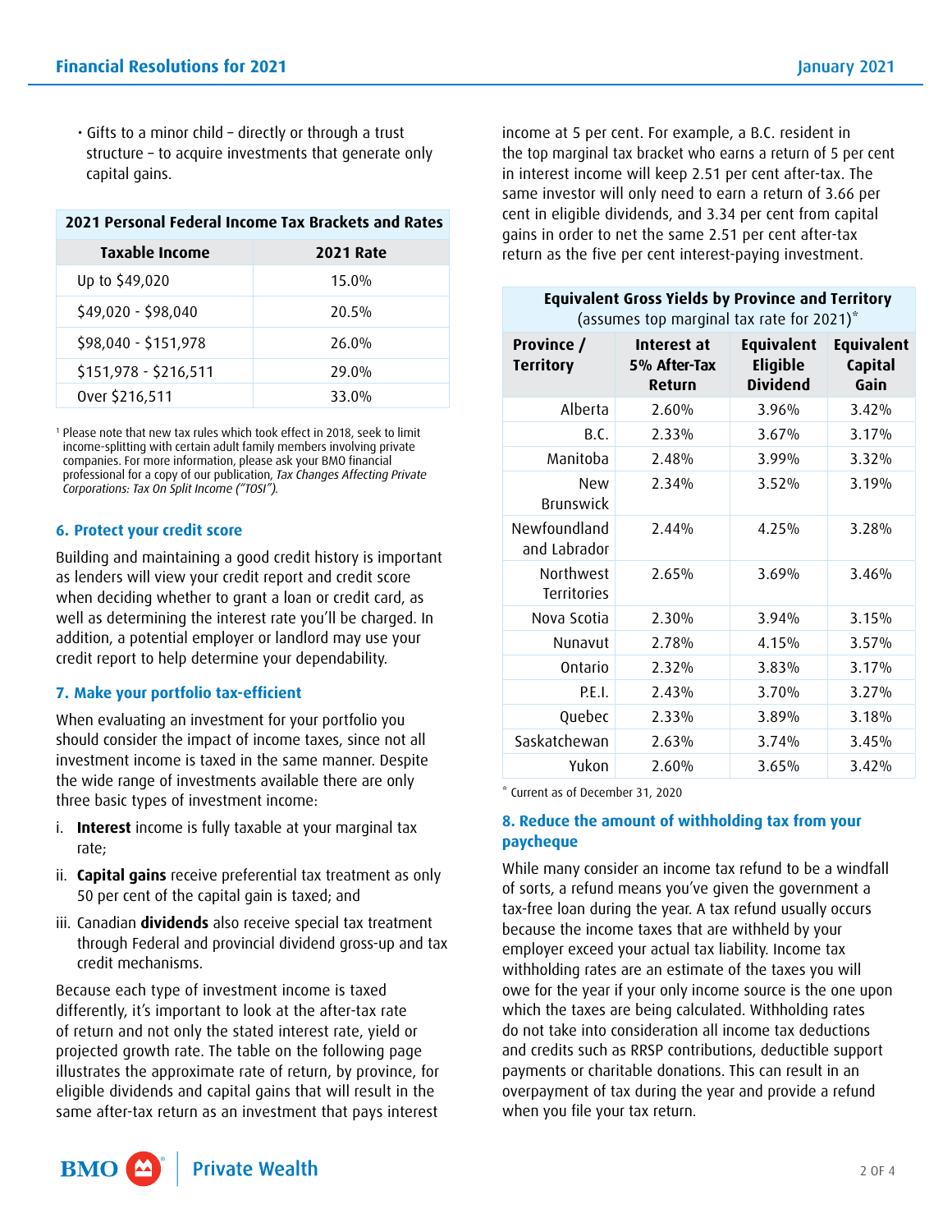- Gifts to a minor child – directly or through a trust structure – to acquire investments that generate only capital gains.

| 2021 Personal Federal Income Tax Brackets and Rates | |
|---|---|
| **Taxable Income** | **2021 Rate** |
| Up to $49,020 | 15.0% |
| $49,020 - $98,040 | 20.5% |
| $98,040 - $151,978 | 26.0% |
| $151,978 - $216,511 | 29.0% |
| Over $216,511 | 33.0% |

[1] Please note that new tax rules which took effect in 2018, seek to limit income-splitting with certain adult family members involving private companies. For more information, please ask your BMO financial professional for a copy of our publication, *Tax Changes Affecting Private Corporations: Tax On Split Income ("TOSI")*.

### 6. Protect your credit score

Building and maintaining a good credit history is important as lenders will view your credit report and credit score when deciding whether to grant a loan or credit card, as well as determining the interest rate you'll be charged. In addition, a potential employer or landlord may use your credit report to help determine your dependability.

### 7. Make your portfolio tax-efficient

When evaluating an investment for your portfolio you should consider the impact of income taxes, since not all investment income is taxed in the same manner. Despite the wide range of investments available there are only three basic types of investment income:

i. **Interest** income is fully taxable at your marginal tax rate;

ii. **Capital gains** receive preferential tax treatment as only 50 per cent of the capital gain is taxed; and

iii. Canadian **dividends** also receive special tax treatment through Federal and provincial dividend gross-up and tax credit mechanisms.

Because each type of investment income is taxed differently, it's important to look at the after-tax rate of return and not only the stated interest rate, yield or projected growth rate. The table on the following page illustrates the approximate rate of return, by province, for eligible dividends and capital gains that will result in the same after-tax return as an investment that pays interest income at 5 per cent. For example, a B.C. resident in the top marginal tax bracket who earns a return of 5 per cent in interest income will keep 2.51 per cent after-tax. The same investor will only need to earn a return of 3.66 per cent in eligible dividends, and 3.34 per cent from capital gains in order to net the same 2.51 per cent after-tax return as the five per cent interest-paying investment.

| Equivalent Gross Yields by Province and Territory (assumes top marginal tax rate for 2021)* | | | |
|---|---|---|---|
| **Province / Territory** | **Interest at 5% After-Tax Return** | **Equivalent Eligible Dividend** | **Equivalent Capital Gain** |
| Alberta | 2.60% | 3.96% | 3.42% |
| B.C. | 2.33% | 3.67% | 3.17% |
| Manitoba | 2.48% | 3.99% | 3.32% |
| New Brunswick | 2.34% | 3.52% | 3.19% |
| Newfoundland and Labrador | 2.44% | 4.25% | 3.28% |
| Northwest Territories | 2.65% | 3.69% | 3.46% |
| Nova Scotia | 2.30% | 3.94% | 3.15% |
| Nunavut | 2.78% | 4.15% | 3.57% |
| Ontario | 2.32% | 3.83% | 3.17% |
| P.E.I. | 2.43% | 3.70% | 3.27% |
| Quebec | 2.33% | 3.89% | 3.18% |
| Saskatchewan | 2.63% | 3.74% | 3.45% |
| Yukon | 2.60% | 3.65% | 3.42% |

\* Current as of December 31, 2020

### 8. Reduce the amount of withholding tax from your paycheque

While many consider an income tax refund to be a windfall of sorts, a refund means you've given the government a tax-free loan during the year. A tax refund usually occurs because the income taxes that are withheld by your employer exceed your actual tax liability. Income tax withholding rates are an estimate of the taxes you will owe for the year if your only income source is the one upon which the taxes are being calculated. Withholding rates do not take into consideration all income tax deductions and credits such as RRSP contributions, deductible support payments or charitable donations. This can result in an overpayment of tax during the year and provide a refund when you file your tax return.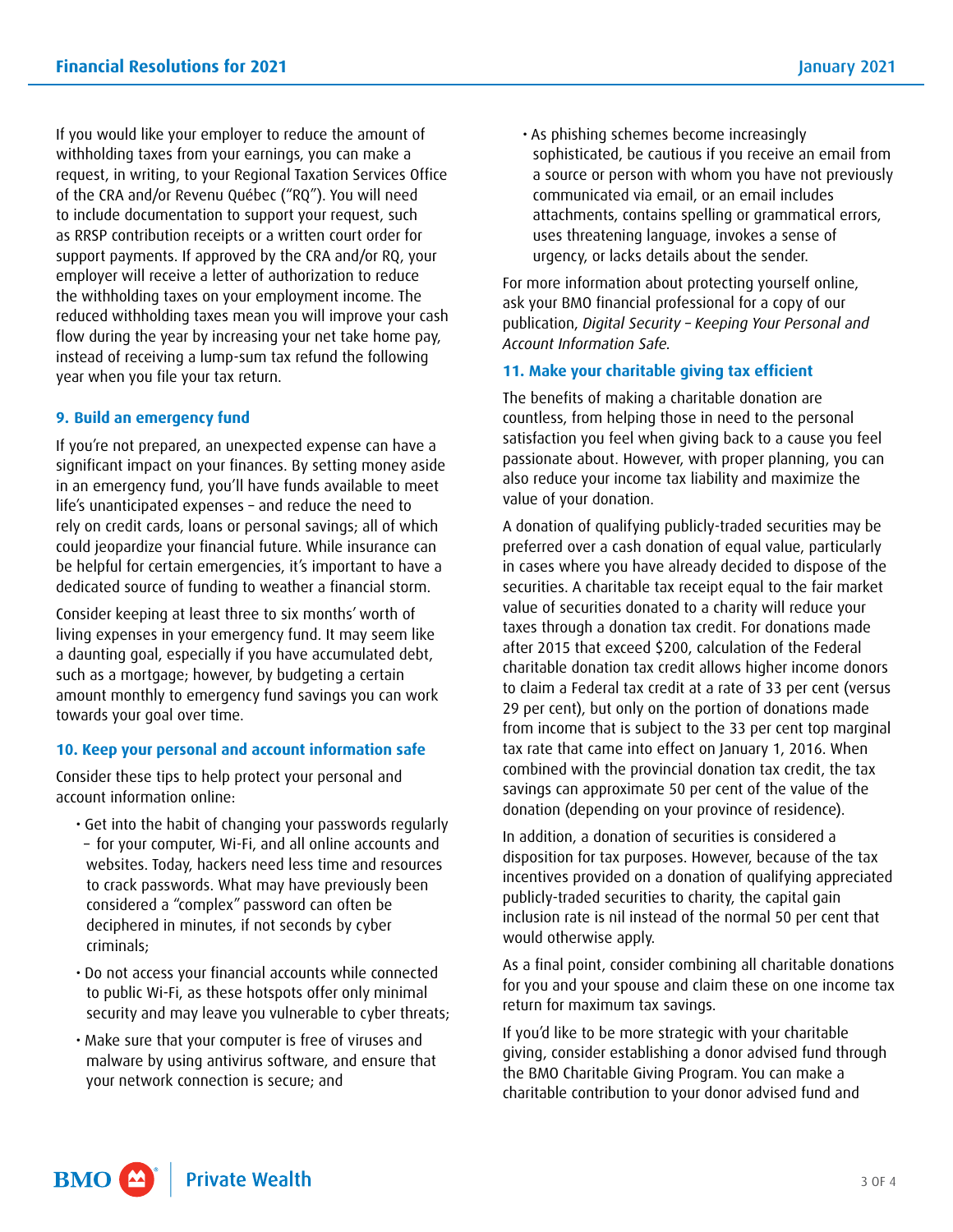If you would like your employer to reduce the amount of withholding taxes from your earnings, you can make a request, in writing, to your Regional Taxation Services Office of the CRA and/or Revenu Québec ("RQ"). You will need to include documentation to support your request, such as RRSP contribution receipts or a written court order for support payments. If approved by the CRA and/or RQ, your employer will receive a letter of authorization to reduce the withholding taxes on your employment income. The reduced withholding taxes mean you will improve your cash flow during the year by increasing your net take home pay, instead of receiving a lump-sum tax refund the following year when you file your tax return.

### 9. Build an emergency fund

If you're not prepared, an unexpected expense can have a significant impact on your finances. By setting money aside in an emergency fund, you'll have funds available to meet life's unanticipated expenses – and reduce the need to rely on credit cards, loans or personal savings; all of which could jeopardize your financial future. While insurance can be helpful for certain emergencies, it's important to have a dedicated source of funding to weather a financial storm.

Consider keeping at least three to six months' worth of living expenses in your emergency fund. It may seem like a daunting goal, especially if you have accumulated debt, such as a mortgage; however, by budgeting a certain amount monthly to emergency fund savings you can work towards your goal over time.

### 10. Keep your personal and account information safe

Consider these tips to help protect your personal and account information online:

- Get into the habit of changing your passwords regularly – for your computer, Wi-Fi, and all online accounts and websites. Today, hackers need less time and resources to crack passwords. What may have previously been considered a "complex" password can often be deciphered in minutes, if not seconds by cyber criminals;
- Do not access your financial accounts while connected to public Wi-Fi, as these hotspots offer only minimal security and may leave you vulnerable to cyber threats;
- Make sure that your computer is free of viruses and malware by using antivirus software, and ensure that your network connection is secure; and
- As phishing schemes become increasingly sophisticated, be cautious if you receive an email from a source or person with whom you have not previously communicated via email, or an email includes attachments, contains spelling or grammatical errors, uses threatening language, invokes a sense of urgency, or lacks details about the sender.

For more information about protecting yourself online, ask your BMO financial professional for a copy of our publication, *Digital Security – Keeping Your Personal and Account Information Safe*.

### 11. Make your charitable giving tax efficient

The benefits of making a charitable donation are countless, from helping those in need to the personal satisfaction you feel when giving back to a cause you feel passionate about. However, with proper planning, you can also reduce your income tax liability and maximize the value of your donation.

A donation of qualifying publicly-traded securities may be preferred over a cash donation of equal value, particularly in cases where you have already decided to dispose of the securities. A charitable tax receipt equal to the fair market value of securities donated to a charity will reduce your taxes through a donation tax credit. For donations made after 2015 that exceed $200, calculation of the Federal charitable donation tax credit allows higher income donors to claim a Federal tax credit at a rate of 33 per cent (versus 29 per cent), but only on the portion of donations made from income that is subject to the 33 per cent top marginal tax rate that came into effect on January 1, 2016. When combined with the provincial donation tax credit, the tax savings can approximate 50 per cent of the value of the donation (depending on your province of residence).

In addition, a donation of securities is considered a disposition for tax purposes. However, because of the tax incentives provided on a donation of qualifying appreciated publicly-traded securities to charity, the capital gain inclusion rate is nil instead of the normal 50 per cent that would otherwise apply.

As a final point, consider combining all charitable donations for you and your spouse and claim these on one income tax return for maximum tax savings.

If you'd like to be more strategic with your charitable giving, consider establishing a donor advised fund through the BMO Charitable Giving Program. You can make a charitable contribution to your donor advised fund and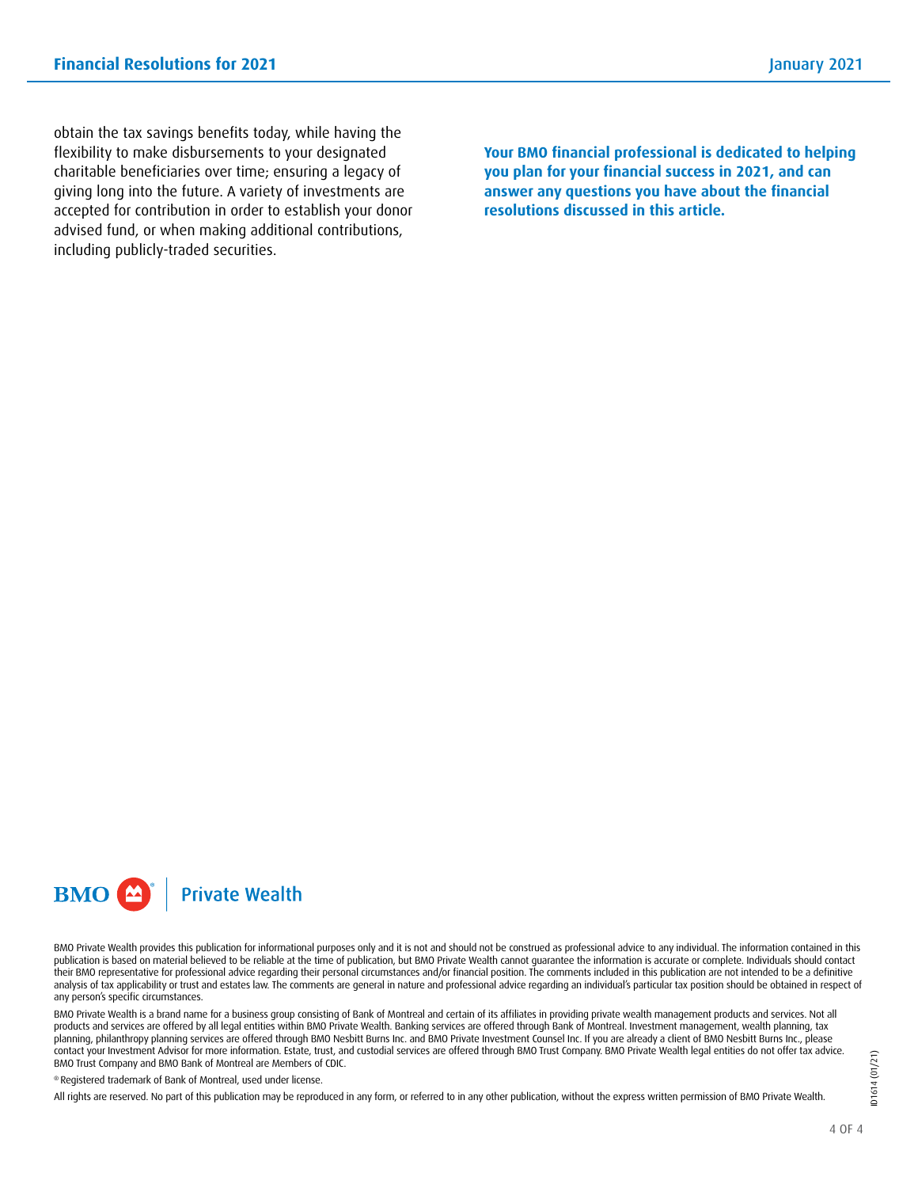obtain the tax savings benefits today, while having the flexibility to make disbursements to your designated charitable beneficiaries over time; ensuring a legacy of giving long into the future. A variety of investments are accepted for contribution in order to establish your donor advised fund, or when making additional contributions, including publicly-traded securities.

**Your BMO financial professional is dedicated to helping you plan for your financial success in 2021, and can answer any questions you have about the financial resolutions discussed in this article.**

BMO Private Wealth

BMO Private Wealth provides this publication for informational purposes only and it is not and should not be construed as professional advice to any individual. The information contained in this publication is based on material believed to be reliable at the time of publication, but BMO Private Wealth cannot guarantee the information is accurate or complete. Individuals should contact their BMO representative for professional advice regarding their personal circumstances and/or financial position. The comments included in this publication are not intended to be a definitive analysis of tax applicability or trust and estates law. The comments are general in nature and professional advice regarding an individual's particular tax position should be obtained in respect of any person's specific circumstances.

BMO Private Wealth is a brand name for a business group consisting of Bank of Montreal and certain of its affiliates in providing private wealth management products and services. Not all products and services are offered by all legal entities within BMO Private Wealth. Banking services are offered through Bank of Montreal. Investment management, wealth planning, tax planning, philanthropy planning services are offered through BMO Nesbitt Burns Inc. and BMO Private Investment Counsel Inc. If you are already a client of BMO Nesbitt Burns Inc., please contact your Investment Advisor for more information. Estate, trust, and custodial services are offered through BMO Trust Company. BMO Private Wealth legal entities do not offer tax advice. BMO Trust Company and BMO Bank of Montreal are Members of CDIC.

® Registered trademark of Bank of Montreal, used under license.

All rights are reserved. No part of this publication may be reproduced in any form, or referred to in any other publication, without the express written permission of BMO Private Wealth.

ID1614 (01/21)